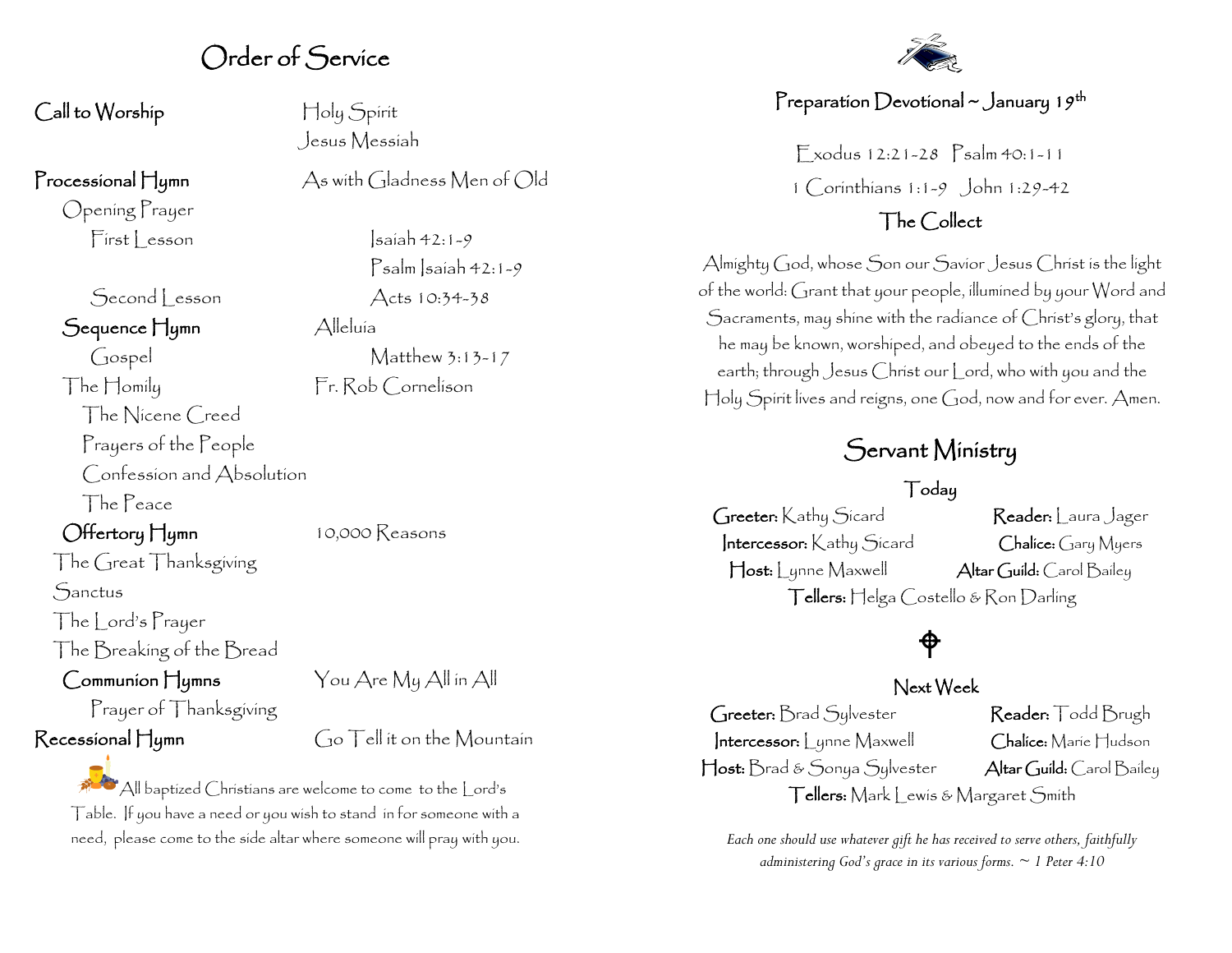# Order of Service

**Call to Worship** — Holy Spirit / Jesus Messiah

**Processional Hymn** — As with Gladness Men of Old

Opening Prayer

First Lesson — Isaiah 42:1-9

Psalm Isaiah 42:1-9

Second Lesson — Acts 10:34-38

**Sequence Hymn** — Alleluia

Gospel — Matthew 3:13-17

The Homily — Fr. Rob Cornelison

The Nicene Creed

Prayers of the People

Confession and Absolution

The Peace

**Offertory Hymn** — 10,000 Reasons

The Great Thanksgiving

Sanctus

The Lord's Prayer

The Breaking of the Bread

**Communion Hymns** — You Are My All in All

Prayer of Thanksgiving

**Recessional Hymn** — Go Tell it on the Mountain

All baptized Christians are welcome to come to the Lord's Table. If you have a need or you wish to stand in for someone with a need, please come to the side altar where someone will pray with you.

## Preparation Devotional ~ January 19th

Exodus 12:21-28 Psalm 40:1-11

1 Corinthians 1:1-9 John 1:29-42

## The Collect

Almighty God, whose Son our Savior Jesus Christ is the light of the world: Grant that your people, illumined by your Word and Sacraments, may shine with the radiance of Christ's glory, that he may be known, worshiped, and obeyed to the ends of the earth; through Jesus Christ our Lord, who with you and the Holy Spirit lives and reigns, one God, now and for ever. Amen.

## Servant Ministry

### Today

**Greeter:** Kathy Sicard
**Reader:** Laura Jager
**Intercessor:** Kathy Sicard
**Chalice:** Gary Myers
**Host:** Lynne Maxwell
**Altar Guild:** Carol Bailey
**Tellers:** Helga Costello & Ron Darling

### Next Week

**Greeter:** Brad Sylvester
**Reader:** Todd Brugh
**Intercessor:** Lynne Maxwell
**Chalice:** Marie Hudson
**Host:** Brad & Sonya Sylvester
**Altar Guild:** Carol Bailey
**Tellers:** Mark Lewis & Margaret Smith

*Each one should use whatever gift he has received to serve others, faithfully administering God's grace in its various forms. ~ 1 Peter 4:10*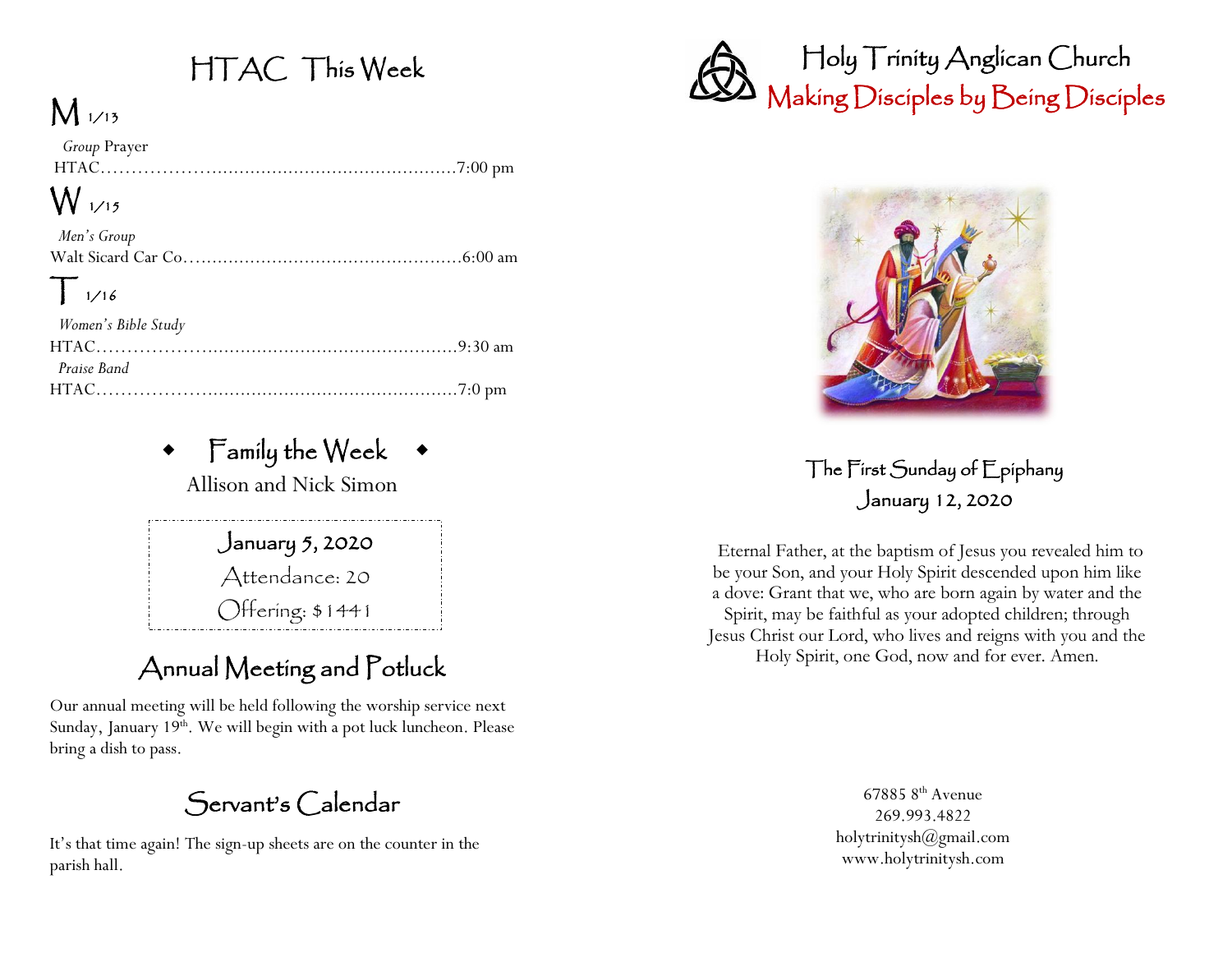# HTAC This Week

## M 1/13

*Group* Prayer
HTAC.................................................................7:00 pm

## W 1/15

*Men's Group*
Walt Sicard Car Co..................................................6:00 am

## T 1/16

*Women's Bible Study*
HTAC.................................................................9:30 am
*Praise Band*
HTAC.................................................................7:0 pm

## ◆ Family the Week ◆

Allison and Nick Simon

January 5, 2020
Attendance: 20
Offering: $1441

## Annual Meeting and Potluck

Our annual meeting will be held following the worship service next Sunday, January 19th. We will begin with a pot luck luncheon. Please bring a dish to pass.

## Servant's Calendar

It's that time again! The sign-up sheets are on the counter in the parish hall.

# Holy Trinity Anglican Church

## Making Disciples by Being Disciples

The First Sunday of Epiphany
January 12, 2020

Eternal Father, at the baptism of Jesus you revealed him to be your Son, and your Holy Spirit descended upon him like a dove: Grant that we, who are born again by water and the Spirit, may be faithful as your adopted children; through Jesus Christ our Lord, who lives and reigns with you and the Holy Spirit, one God, now and for ever. Amen.

67885 8th Avenue
269.993.4822
holytrinitysh@gmail.com
www.holytrinitysh.com